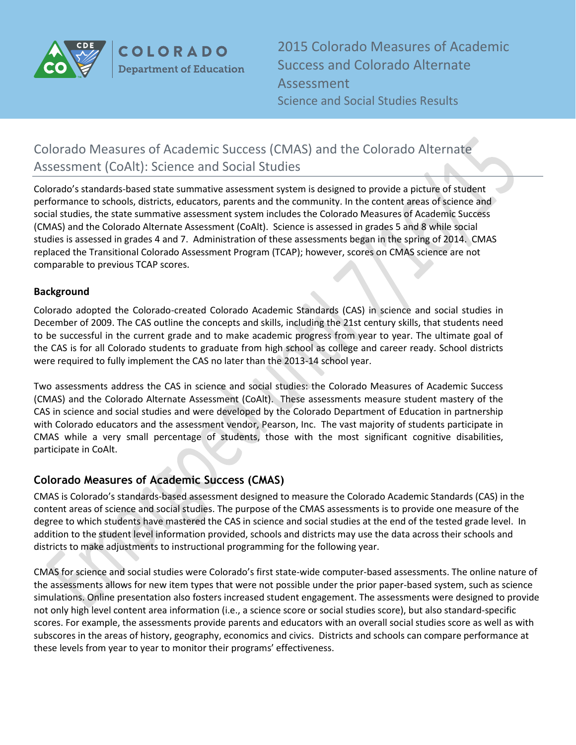# 2015 Colorado Measures of Academic Success and Colorado Alternate Assessment

Science and Social Studies Results

## Colorado Measures of Academic Success (CMAS) and the Colorado Alternate Assessment (CoAlt): Science and Social Studies

Colorado's standards-based state summative assessment system is designed to provide a picture of student performance to schools, districts, educators, parents and the community. In the content areas of science and social studies, the state summative assessment system includes the Colorado Measures of Academic Success (CMAS) and the Colorado Alternate Assessment (CoAlt). Science is assessed in grades 5 and 8 while social studies is assessed in grades 4 and 7. Administration of these assessments began in the spring of 2014. CMAS replaced the Transitional Colorado Assessment Program (TCAP); however, scores on CMAS science are not comparable to previous TCAP scores.

### Background

Colorado adopted the Colorado-created Colorado Academic Standards (CAS) in science and social studies in December of 2009. The CAS outline the concepts and skills, including the 21st century skills, that students need to be successful in the current grade and to make academic progress from year to year. The ultimate goal of the CAS is for all Colorado students to graduate from high school as college and career ready. School districts were required to fully implement the CAS no later than the 2013-14 school year.

Two assessments address the CAS in science and social studies: the Colorado Measures of Academic Success (CMAS) and the Colorado Alternate Assessment (CoAlt). These assessments measure student mastery of the CAS in science and social studies and were developed by the Colorado Department of Education in partnership with Colorado educators and the assessment vendor, Pearson, Inc. The vast majority of students participate in CMAS while a very small percentage of students, those with the most significant cognitive disabilities, participate in CoAlt.

## Colorado Measures of Academic Success (CMAS)

CMAS is Colorado's standards-based assessment designed to measure the Colorado Academic Standards (CAS) in the content areas of science and social studies. The purpose of the CMAS assessments is to provide one measure of the degree to which students have mastered the CAS in science and social studies at the end of the tested grade level. In addition to the student level information provided, schools and districts may use the data across their schools and districts to make adjustments to instructional programming for the following year.

CMAS for science and social studies were Colorado's first state-wide computer-based assessments. The online nature of the assessments allows for new item types that were not possible under the prior paper-based system, such as science simulations. Online presentation also fosters increased student engagement. The assessments were designed to provide not only high level content area information (i.e., a science score or social studies score), but also standard-specific scores. For example, the assessments provide parents and educators with an overall social studies score as well as with subscores in the areas of history, geography, economics and civics. Districts and schools can compare performance at these levels from year to year to monitor their programs' effectiveness.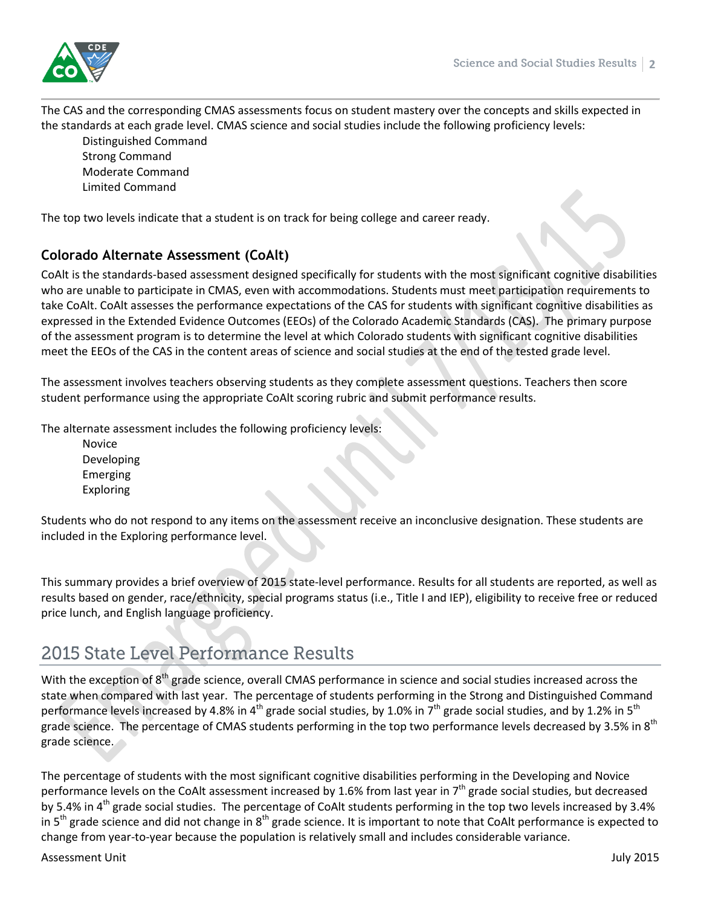The CAS and the corresponding CMAS assessments focus on student mastery over the concepts and skills expected in the standards at each grade level. CMAS science and social studies include the following proficiency levels:

- Distinguished Command
- Strong Command
- Moderate Command
- Limited Command

The top two levels indicate that a student is on track for being college and career ready.

### Colorado Alternate Assessment (CoAlt)

CoAlt is the standards-based assessment designed specifically for students with the most significant cognitive disabilities who are unable to participate in CMAS, even with accommodations. Students must meet participation requirements to take CoAlt. CoAlt assesses the performance expectations of the CAS for students with significant cognitive disabilities as expressed in the Extended Evidence Outcomes (EEOs) of the Colorado Academic Standards (CAS). The primary purpose of the assessment program is to determine the level at which Colorado students with significant cognitive disabilities meet the EEOs of the CAS in the content areas of science and social studies at the end of the tested grade level.

The assessment involves teachers observing students as they complete assessment questions. Teachers then score student performance using the appropriate CoAlt scoring rubric and submit performance results.

The alternate assessment includes the following proficiency levels:

- Novice
- Developing
- Emerging
- Exploring

Students who do not respond to any items on the assessment receive an inconclusive designation. These students are included in the Exploring performance level.

This summary provides a brief overview of 2015 state-level performance. Results for all students are reported, as well as results based on gender, race/ethnicity, special programs status (i.e., Title I and IEP), eligibility to receive free or reduced price lunch, and English language proficiency.

## 2015 State Level Performance Results

With the exception of 8th grade science, overall CMAS performance in science and social studies increased across the state when compared with last year. The percentage of students performing in the Strong and Distinguished Command performance levels increased by 4.8% in 4th grade social studies, by 1.0% in 7th grade social studies, and by 1.2% in 5th grade science. The percentage of CMAS students performing in the top two performance levels decreased by 3.5% in 8th grade science.

The percentage of students with the most significant cognitive disabilities performing in the Developing and Novice performance levels on the CoAlt assessment increased by 1.6% from last year in 7th grade social studies, but decreased by 5.4% in 4th grade social studies. The percentage of CoAlt students performing in the top two levels increased by 3.4% in 5th grade science and did not change in 8th grade science. It is important to note that CoAlt performance is expected to change from year-to-year because the population is relatively small and includes considerable variance.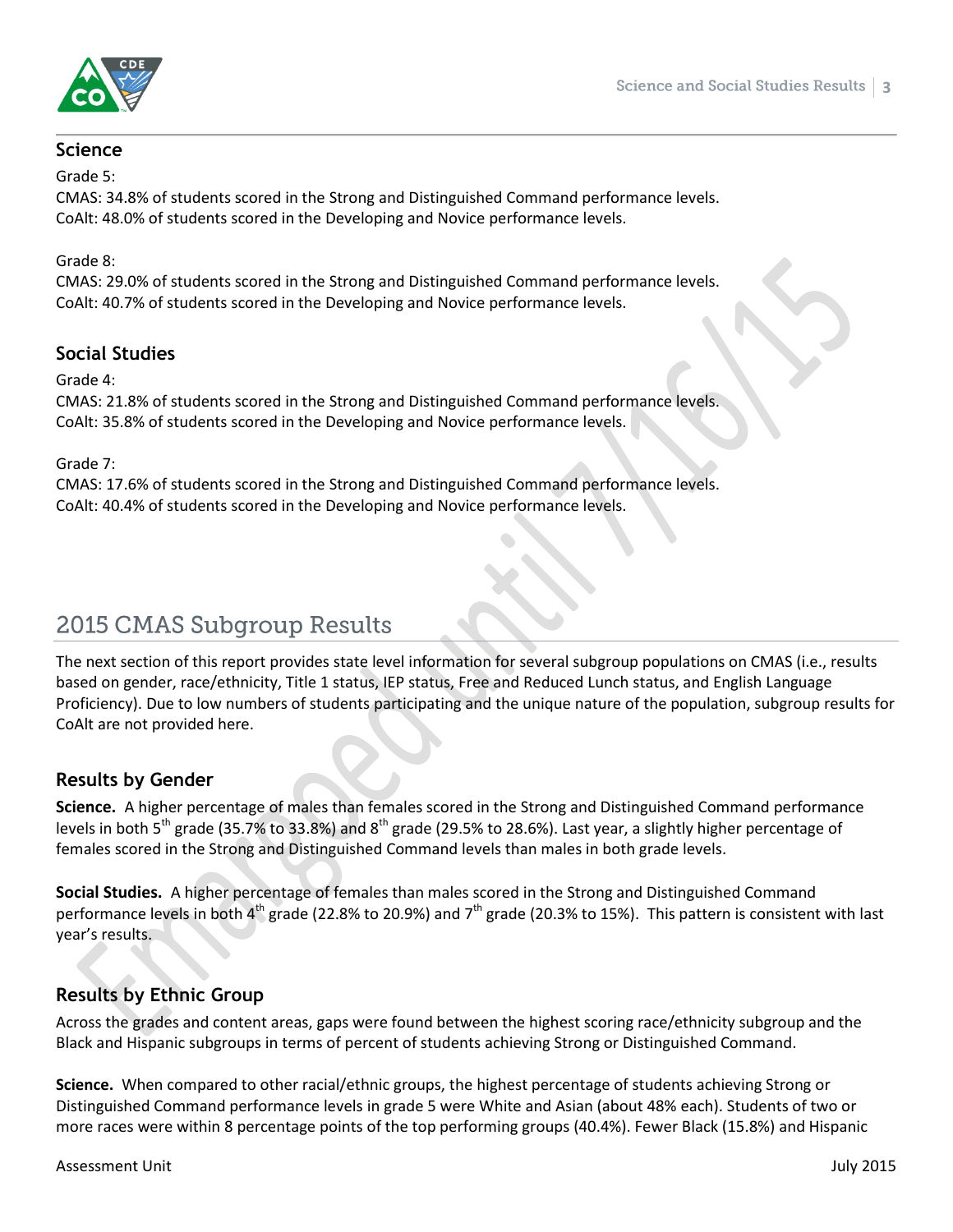### Science

Grade 5:
CMAS: 34.8% of students scored in the Strong and Distinguished Command performance levels.
CoAlt: 48.0% of students scored in the Developing and Novice performance levels.

Grade 8:
CMAS: 29.0% of students scored in the Strong and Distinguished Command performance levels.
CoAlt: 40.7% of students scored in the Developing and Novice performance levels.

### Social Studies

Grade 4:
CMAS: 21.8% of students scored in the Strong and Distinguished Command performance levels.
CoAlt: 35.8% of students scored in the Developing and Novice performance levels.

Grade 7:
CMAS: 17.6% of students scored in the Strong and Distinguished Command performance levels.
CoAlt: 40.4% of students scored in the Developing and Novice performance levels.

## 2015 CMAS Subgroup Results

The next section of this report provides state level information for several subgroup populations on CMAS (i.e., results based on gender, race/ethnicity, Title 1 status, IEP status, Free and Reduced Lunch status, and English Language Proficiency). Due to low numbers of students participating and the unique nature of the population, subgroup results for CoAlt are not provided here.

### Results by Gender

**Science.** A higher percentage of males than females scored in the Strong and Distinguished Command performance levels in both 5th grade (35.7% to 33.8%) and 8th grade (29.5% to 28.6%). Last year, a slightly higher percentage of females scored in the Strong and Distinguished Command levels than males in both grade levels.

**Social Studies.** A higher percentage of females than males scored in the Strong and Distinguished Command performance levels in both 4th grade (22.8% to 20.9%) and 7th grade (20.3% to 15%). This pattern is consistent with last year's results.

### Results by Ethnic Group

Across the grades and content areas, gaps were found between the highest scoring race/ethnicity subgroup and the Black and Hispanic subgroups in terms of percent of students achieving Strong or Distinguished Command.

**Science.** When compared to other racial/ethnic groups, the highest percentage of students achieving Strong or Distinguished Command performance levels in grade 5 were White and Asian (about 48% each). Students of two or more races were within 8 percentage points of the top performing groups (40.4%). Fewer Black (15.8%) and Hispanic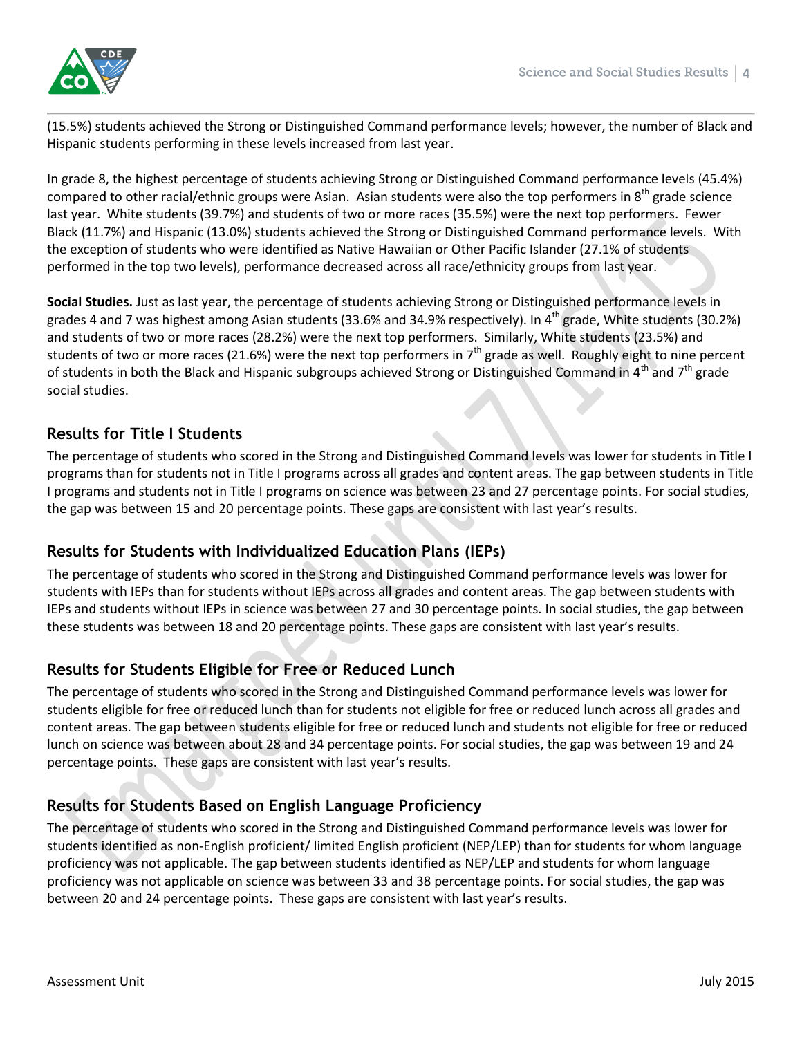(15.5%) students achieved the Strong or Distinguished Command performance levels; however, the number of Black and Hispanic students performing in these levels increased from last year.

In grade 8, the highest percentage of students achieving Strong or Distinguished Command performance levels (45.4%) compared to other racial/ethnic groups were Asian. Asian students were also the top performers in 8th grade science last year. White students (39.7%) and students of two or more races (35.5%) were the next top performers. Fewer Black (11.7%) and Hispanic (13.0%) students achieved the Strong or Distinguished Command performance levels. With the exception of students who were identified as Native Hawaiian or Other Pacific Islander (27.1% of students performed in the top two levels), performance decreased across all race/ethnicity groups from last year.

**Social Studies.** Just as last year, the percentage of students achieving Strong or Distinguished performance levels in grades 4 and 7 was highest among Asian students (33.6% and 34.9% respectively). In 4th grade, White students (30.2%) and students of two or more races (28.2%) were the next top performers. Similarly, White students (23.5%) and students of two or more races (21.6%) were the next top performers in 7th grade as well. Roughly eight to nine percent of students in both the Black and Hispanic subgroups achieved Strong or Distinguished Command in 4th and 7th grade social studies.

## Results for Title I Students

The percentage of students who scored in the Strong and Distinguished Command levels was lower for students in Title I programs than for students not in Title I programs across all grades and content areas. The gap between students in Title I programs and students not in Title I programs on science was between 23 and 27 percentage points. For social studies, the gap was between 15 and 20 percentage points. These gaps are consistent with last year's results.

## Results for Students with Individualized Education Plans (IEPs)

The percentage of students who scored in the Strong and Distinguished Command performance levels was lower for students with IEPs than for students without IEPs across all grades and content areas. The gap between students with IEPs and students without IEPs in science was between 27 and 30 percentage points. In social studies, the gap between these students was between 18 and 20 percentage points. These gaps are consistent with last year's results.

## Results for Students Eligible for Free or Reduced Lunch

The percentage of students who scored in the Strong and Distinguished Command performance levels was lower for students eligible for free or reduced lunch than for students not eligible for free or reduced lunch across all grades and content areas. The gap between students eligible for free or reduced lunch and students not eligible for free or reduced lunch on science was between about 28 and 34 percentage points. For social studies, the gap was between 19 and 24 percentage points. These gaps are consistent with last year's results.

## Results for Students Based on English Language Proficiency

The percentage of students who scored in the Strong and Distinguished Command performance levels was lower for students identified as non-English proficient/ limited English proficient (NEP/LEP) than for students for whom language proficiency was not applicable. The gap between students identified as NEP/LEP and students for whom language proficiency was not applicable on science was between 33 and 38 percentage points. For social studies, the gap was between 20 and 24 percentage points. These gaps are consistent with last year's results.